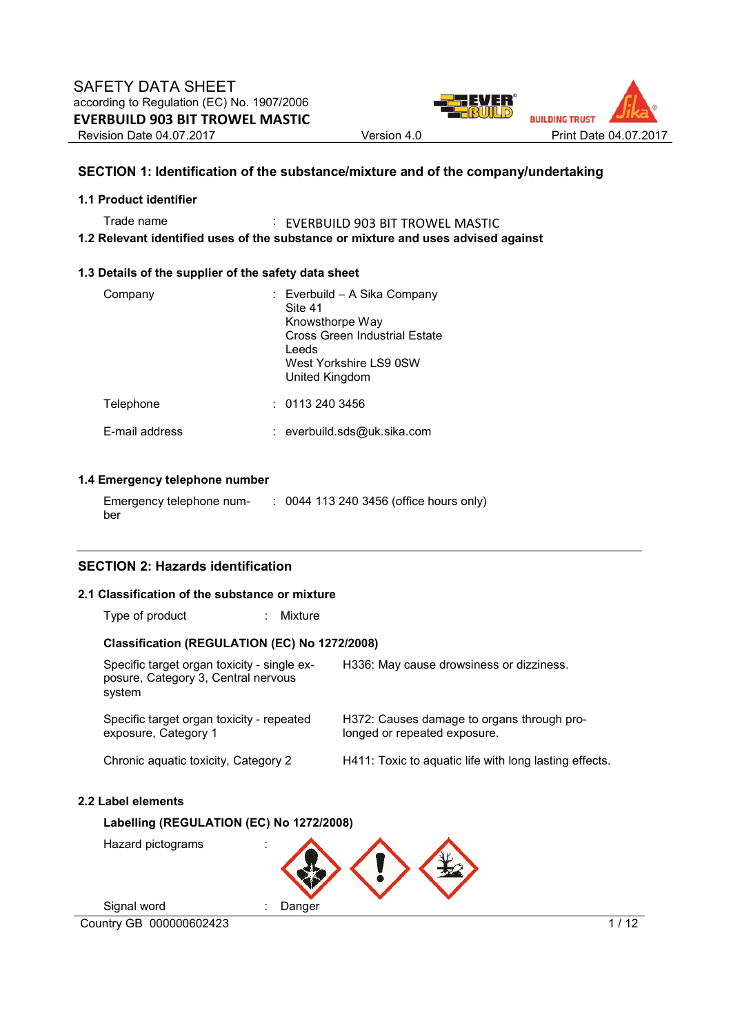SAFETY DATA SHEET
according to Regulation (EC) No. 1907/2006
**EVERBUILD 903 BIT TROWEL MASTIC**

Revision Date 04.07.2017 | Version 4.0 | Print Date 04.07.2017

## SECTION 1: Identification of the substance/mixture and of the company/undertaking

### 1.1 Product identifier

Trade name : EVERBUILD 903 BIT TROWEL MASTIC

### 1.2 Relevant identified uses of the substance or mixture and uses advised against

### 1.3 Details of the supplier of the safety data sheet

Company : Everbuild – A Sika Company
Site 41
Knowsthorpe Way
Cross Green Industrial Estate
Leeds
West Yorkshire LS9 0SW
United Kingdom

Telephone : 0113 240 3456

E-mail address : everbuild.sds@uk.sika.com

### 1.4 Emergency telephone number

Emergency telephone number : 0044 113 240 3456 (office hours only)

## SECTION 2: Hazards identification

### 2.1 Classification of the substance or mixture

Type of product : Mixture

**Classification (REGULATION (EC) No 1272/2008)**

| Classification | Hazard statement |
|---|---|
| Specific target organ toxicity - single exposure, Category 3, Central nervous system | H336: May cause drowsiness or dizziness. |
| Specific target organ toxicity - repeated exposure, Category 1 | H372: Causes damage to organs through prolonged or repeated exposure. |
| Chronic aquatic toxicity, Category 2 | H411: Toxic to aquatic life with long lasting effects. |

### 2.2 Label elements

**Labelling (REGULATION (EC) No 1272/2008)**

Hazard pictograms :

Signal word : Danger

Country GB 000000602423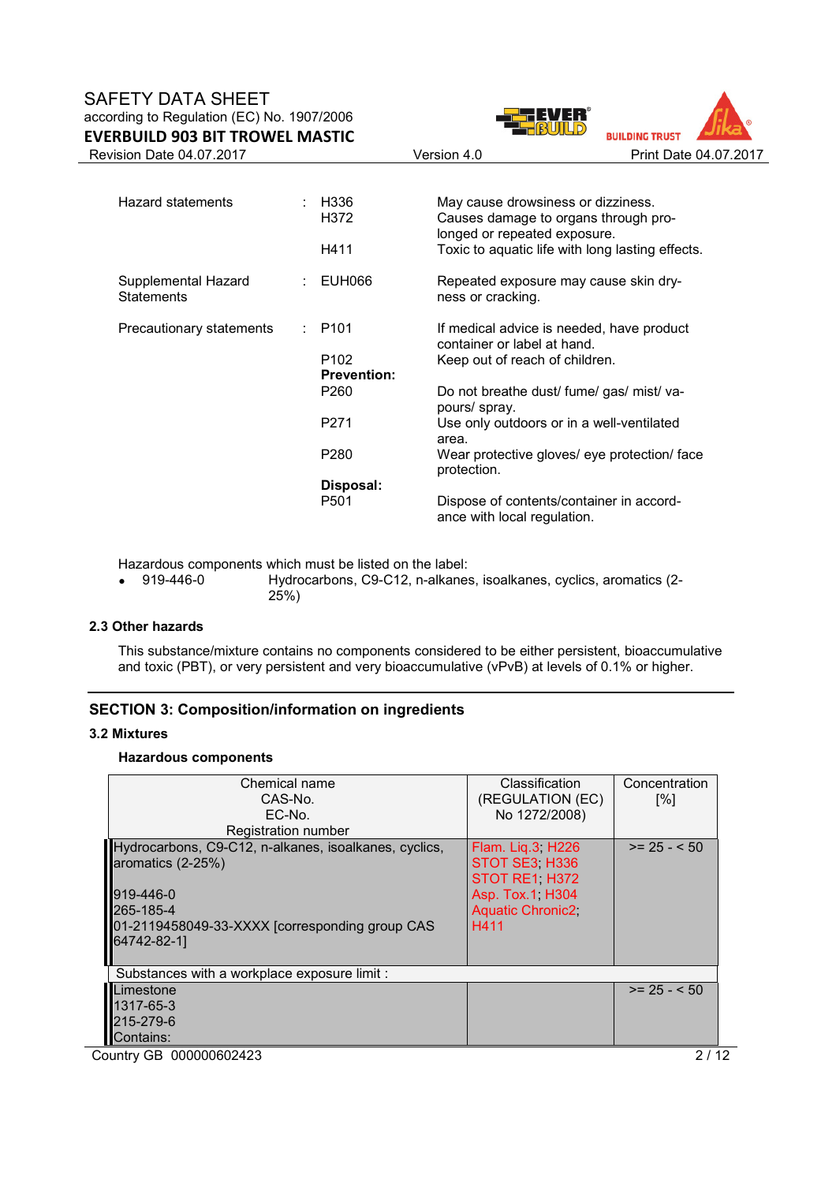| | | | |
|---|---|---|---|
| Hazard statements | : | H336 | May cause drowsiness or dizziness. |
| | | H372 | Causes damage to organs through prolonged or repeated exposure. |
| | | H411 | Toxic to aquatic life with long lasting effects. |
| Supplemental Hazard Statements | : | EUH066 | Repeated exposure may cause skin dryness or cracking. |
| Precautionary statements | : | P101 | If medical advice is needed, have product container or label at hand. |
| | | P102 | Keep out of reach of children. |
| | | **Prevention:** | |
| | | P260 | Do not breathe dust/ fume/ gas/ mist/ vapours/ spray. |
| | | P271 | Use only outdoors or in a well-ventilated area. |
| | | P280 | Wear protective gloves/ eye protection/ face protection. |
| | | **Disposal:** | |
| | | P501 | Dispose of contents/container in accordance with local regulation. |

Hazardous components which must be listed on the label:

- 919-446-0 Hydrocarbons, C9-C12, n-alkanes, isoalkanes, cyclics, aromatics (2-25%)

### 2.3 Other hazards

This substance/mixture contains no components considered to be either persistent, bioaccumulative and toxic (PBT), or very persistent and very bioaccumulative (vPvB) at levels of 0.1% or higher.

## SECTION 3: Composition/information on ingredients

### 3.2 Mixtures

**Hazardous components**

| Chemical name<br>CAS-No.<br>EC-No.<br>Registration number | Classification<br>(REGULATION (EC)<br>No 1272/2008) | Concentration<br>[%] |
|---|---|---|
| Hydrocarbons, C9-C12, n-alkanes, isoalkanes, cyclics, aromatics (2-25%)<br><br>919-446-0<br>265-185-4<br>01-2119458049-33-XXXX [corresponding group CAS 64742-82-1] | Flam. Liq.3; H226<br>STOT SE3; H336<br>STOT RE1; H372<br>Asp. Tox.1; H304<br>Aquatic Chronic2;<br>H411 | >= 25 - < 50 |
| Substances with a workplace exposure limit : | | |
| Limestone<br>1317-65-3<br>215-279-6<br>Contains: | | >= 25 - < 50 |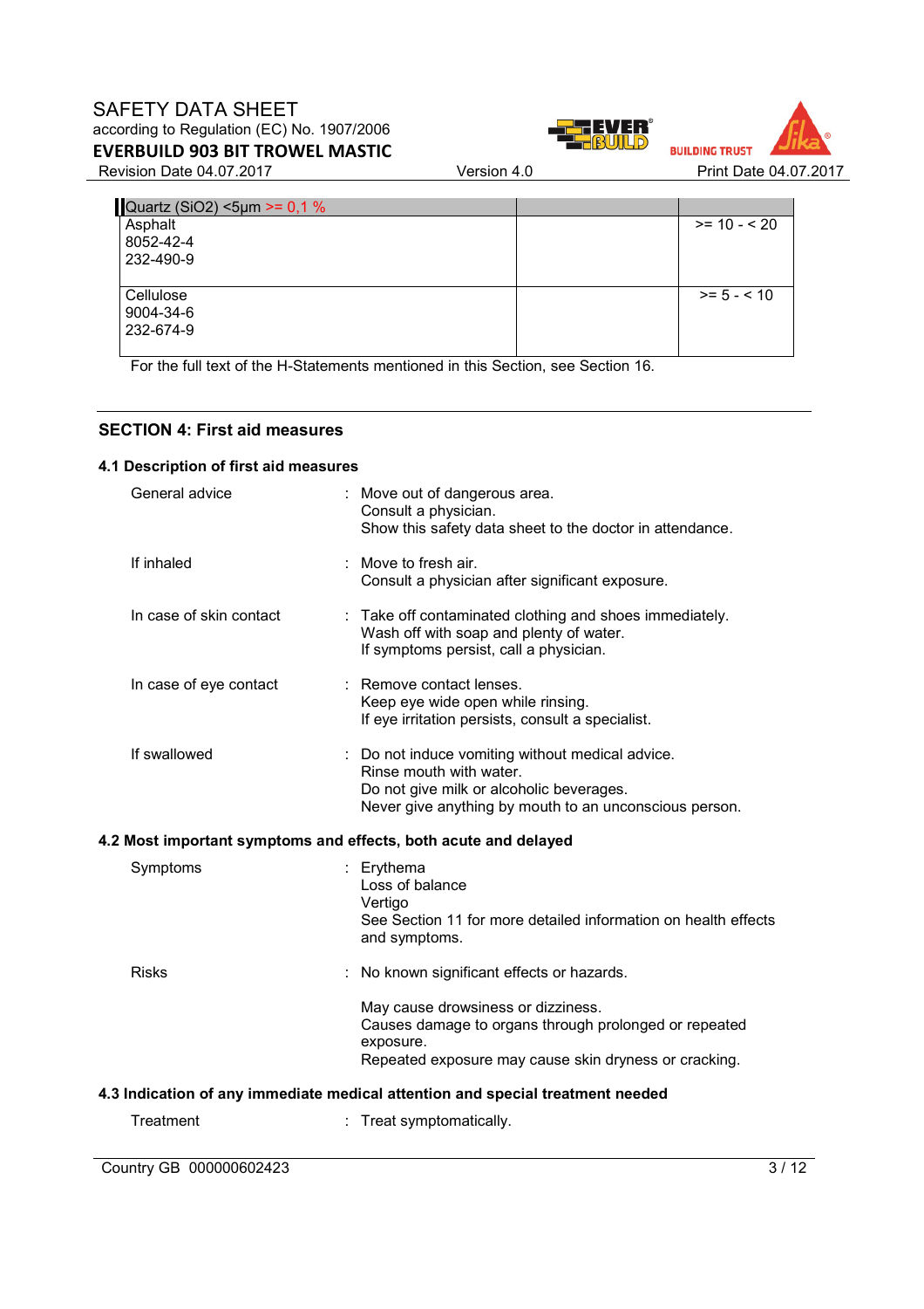| Quartz ($SiO_2$) <5µm >= 0,1 % | | |
|---|---|---|
| Asphalt<br>8052-42-4<br>232-490-9 | | >= 10 - < 20 |
| Cellulose<br>9004-34-6<br>232-674-9 | | >= 5 - < 10 |

For the full text of the H-Statements mentioned in this Section, see Section 16.

## SECTION 4: First aid measures

### 4.1 Description of first aid measures

| | | |
|---|---|---|
| General advice | : | Move out of dangerous area.<br>Consult a physician.<br>Show this safety data sheet to the doctor in attendance. |
| If inhaled | : | Move to fresh air.<br>Consult a physician after significant exposure. |
| In case of skin contact | : | Take off contaminated clothing and shoes immediately.<br>Wash off with soap and plenty of water.<br>If symptoms persist, call a physician. |
| In case of eye contact | : | Remove contact lenses.<br>Keep eye wide open while rinsing.<br>If eye irritation persists, consult a specialist. |
| If swallowed | : | Do not induce vomiting without medical advice.<br>Rinse mouth with water.<br>Do not give milk or alcoholic beverages.<br>Never give anything by mouth to an unconscious person. |

### 4.2 Most important symptoms and effects, both acute and delayed

| | | |
|---|---|---|
| Symptoms | : | Erythema<br>Loss of balance<br>Vertigo<br>See Section 11 for more detailed information on health effects and symptoms. |
| Risks | : | No known significant effects or hazards.<br><br>May cause drowsiness or dizziness.<br>Causes damage to organs through prolonged or repeated exposure.<br>Repeated exposure may cause skin dryness or cracking. |

### 4.3 Indication of any immediate medical attention and special treatment needed

| | | |
|---|---|---|
| Treatment | : | Treat symptomatically. |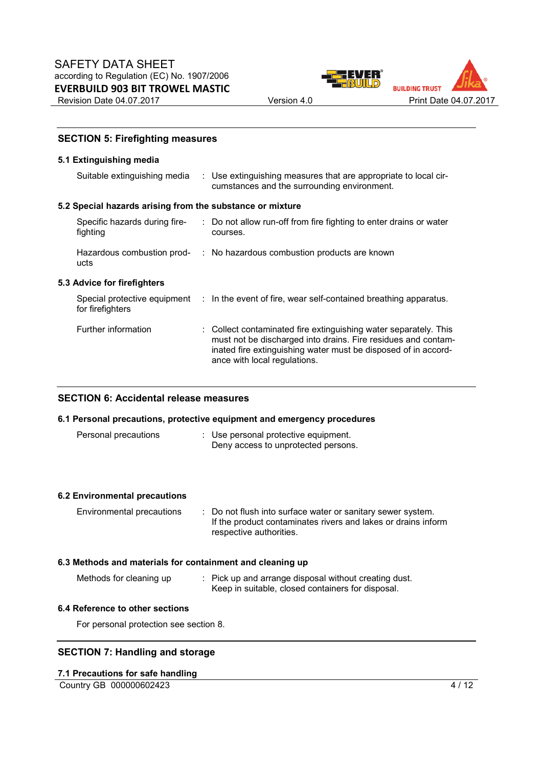## SECTION 5: Firefighting measures

### 5.1 Extinguishing media

| | |
|---|---|
| Suitable extinguishing media | : Use extinguishing measures that are appropriate to local circumstances and the surrounding environment. |

### 5.2 Special hazards arising from the substance or mixture

| | |
|---|---|
| Specific hazards during firefighting | : Do not allow run-off from fire fighting to enter drains or water courses. |
| Hazardous combustion products | : No hazardous combustion products are known |

### 5.3 Advice for firefighters

| | |
|---|---|
| Special protective equipment for firefighters | : In the event of fire, wear self-contained breathing apparatus. |
| Further information | : Collect contaminated fire extinguishing water separately. This must not be discharged into drains. Fire residues and contaminated fire extinguishing water must be disposed of in accordance with local regulations. |

## SECTION 6: Accidental release measures

### 6.1 Personal precautions, protective equipment and emergency procedures

| | |
|---|---|
| Personal precautions | : Use personal protective equipment.<br>Deny access to unprotected persons. |

### 6.2 Environmental precautions

| | |
|---|---|
| Environmental precautions | : Do not flush into surface water or sanitary sewer system.<br>If the product contaminates rivers and lakes or drains inform respective authorities. |

### 6.3 Methods and materials for containment and cleaning up

| | |
|---|---|
| Methods for cleaning up | : Pick up and arrange disposal without creating dust.<br>Keep in suitable, closed containers for disposal. |

### 6.4 Reference to other sections

For personal protection see section 8.

## SECTION 7: Handling and storage

### 7.1 Precautions for safe handling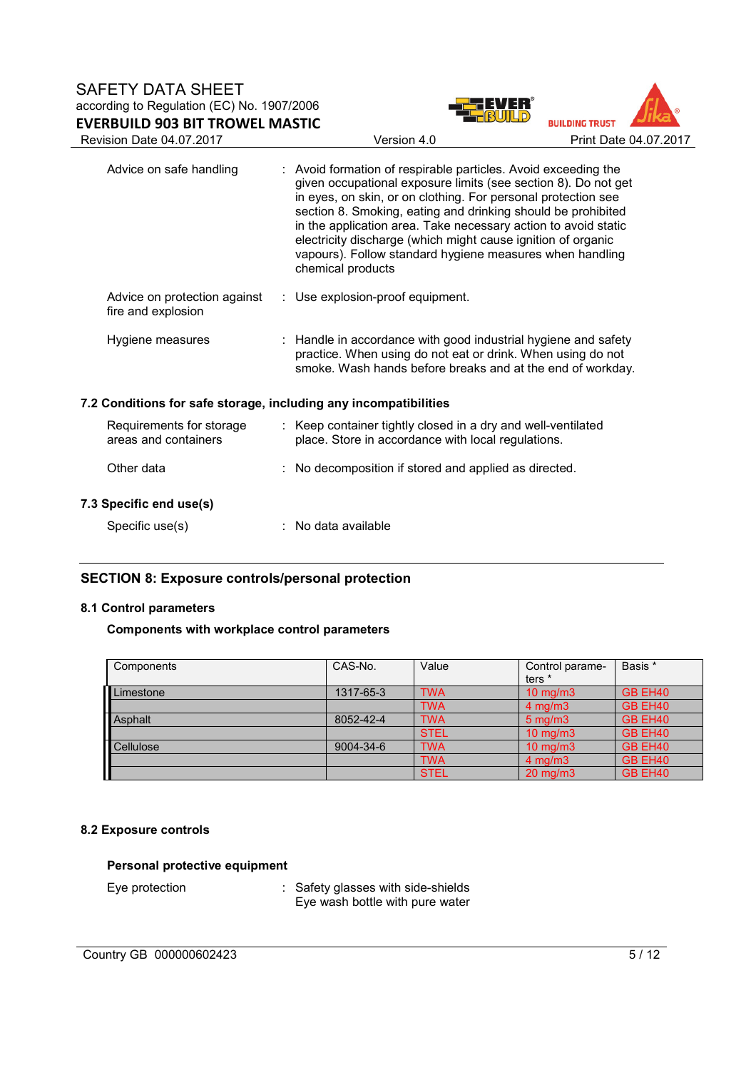| | | |
|---|---|---|
| Advice on safe handling | : | Avoid formation of respirable particles. Avoid exceeding the given occupational exposure limits (see section 8). Do not get in eyes, on skin, or on clothing. For personal protection see section 8. Smoking, eating and drinking should be prohibited in the application area. Take necessary action to avoid static electricity discharge (which might cause ignition of organic vapours). Follow standard hygiene measures when handling chemical products |
| Advice on protection against fire and explosion | : | Use explosion-proof equipment. |
| Hygiene measures | : | Handle in accordance with good industrial hygiene and safety practice. When using do not eat or drink. When using do not smoke. Wash hands before breaks and at the end of workday. |

### 7.2 Conditions for safe storage, including any incompatibilities

| | | |
|---|---|---|
| Requirements for storage areas and containers | : | Keep container tightly closed in a dry and well-ventilated place. Store in accordance with local regulations. |
| Other data | : | No decomposition if stored and applied as directed. |

### 7.3 Specific end use(s)

| | | |
|---|---|---|
| Specific use(s) | : | No data available |

## SECTION 8: Exposure controls/personal protection

### 8.1 Control parameters

**Components with workplace control parameters**

| Components | CAS-No. | Value | Control parameters * | Basis * |
|---|---|---|---|---|
| Limestone | 1317-65-3 | TWA | 10 mg/m3 | GB EH40 |
| | | TWA | 4 mg/m3 | GB EH40 |
| Asphalt | 8052-42-4 | TWA | 5 mg/m3 | GB EH40 |
| | | STEL | 10 mg/m3 | GB EH40 |
| Cellulose | 9004-34-6 | TWA | 10 mg/m3 | GB EH40 |
| | | TWA | 4 mg/m3 | GB EH40 |
| | | STEL | 20 mg/m3 | GB EH40 |

### 8.2 Exposure controls

**Personal protective equipment**

| | | |
|---|---|---|
| Eye protection | : | Safety glasses with side-shields<br>Eye wash bottle with pure water |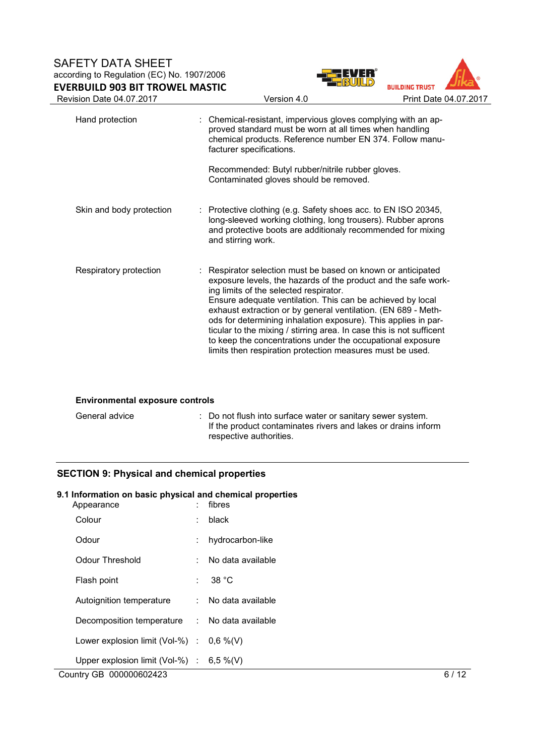| | | |
|---|---|---|
| Hand protection | : | Chemical-resistant, impervious gloves complying with an approved standard must be worn at all times when handling chemical products. Reference number EN 374. Follow manufacturer specifications.<br><br>Recommended: Butyl rubber/nitrile rubber gloves. Contaminated gloves should be removed. |
| Skin and body protection | : | Protective clothing (e.g. Safety shoes acc. to EN ISO 20345, long-sleeved working clothing, long trousers). Rubber aprons and protective boots are additionaly recommended for mixing and stirring work. |
| Respiratory protection | : | Respirator selection must be based on known or anticipated exposure levels, the hazards of the product and the safe working limits of the selected respirator.<br>Ensure adequate ventilation. This can be achieved by local exhaust extraction or by general ventilation. (EN 689 - Methods for determining inhalation exposure). This applies in particular to the mixing / stirring area. In case this is not sufficent to keep the concentrations under the occupational exposure limits then respiration protection measures must be used. |

**Environmental exposure controls**

| | | |
|---|---|---|
| General advice | : | Do not flush into surface water or sanitary sewer system.<br>If the product contaminates rivers and lakes or drains inform respective authorities. |

## SECTION 9: Physical and chemical properties

### 9.1 Information on basic physical and chemical properties

| | | |
|---|---|---|
| Appearance | : | fibres |
| Colour | : | black |
| Odour | : | hydrocarbon-like |
| Odour Threshold | : | No data available |
| Flash point | : | 38 °C |
| Autoignition temperature | : | No data available |
| Decomposition temperature | : | No data available |
| Lower explosion limit (Vol-%) | : | 0,6 %(V) |
| Upper explosion limit (Vol-%) | : | 6,5 %(V) |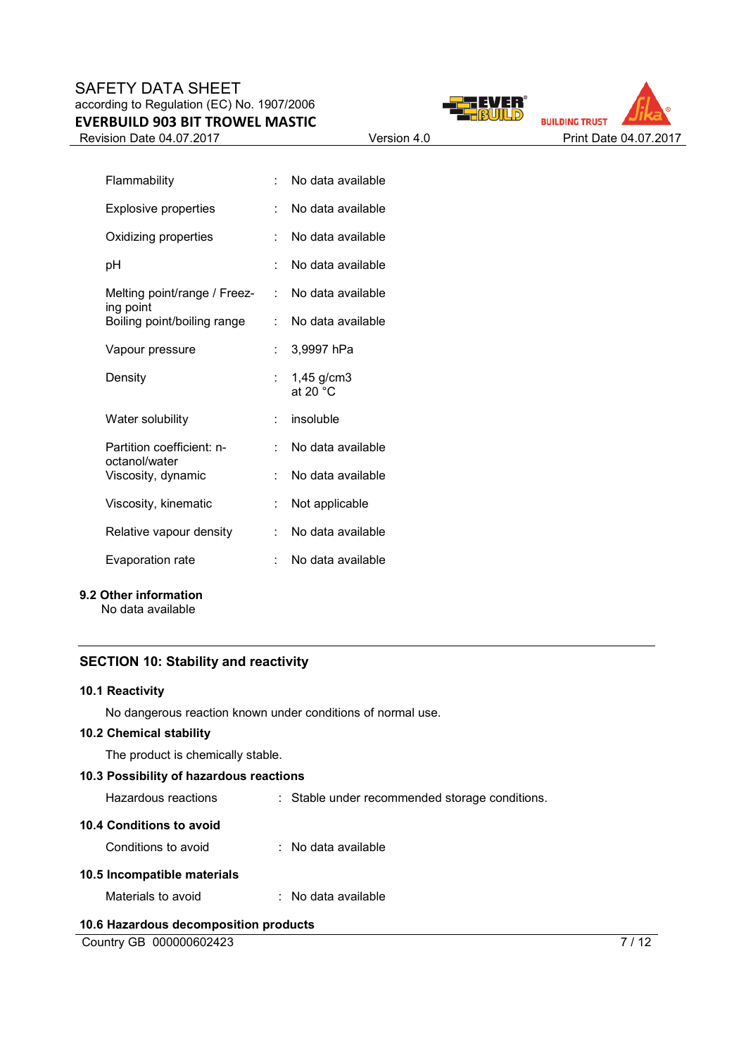| | | |
|---|---|---|
| Flammability | : | No data available |
| Explosive properties | : | No data available |
| Oxidizing properties | : | No data available |
| pH | : | No data available |
| Melting point/range / Freezing point | : | No data available |
| Boiling point/boiling range | : | No data available |
| Vapour pressure | : | 3,9997 hPa |
| Density | : | 1,45 g/cm3<br>at 20 °C |
| Water solubility | : | insoluble |
| Partition coefficient: n-octanol/water | : | No data available |
| Viscosity, dynamic | : | No data available |
| Viscosity, kinematic | : | Not applicable |
| Relative vapour density | : | No data available |
| Evaporation rate | : | No data available |

### 9.2 Other information

No data available

## SECTION 10: Stability and reactivity

### 10.1 Reactivity

No dangerous reaction known under conditions of normal use.

### 10.2 Chemical stability

The product is chemically stable.

### 10.3 Possibility of hazardous reactions

Hazardous reactions : Stable under recommended storage conditions.

### 10.4 Conditions to avoid

Conditions to avoid : No data available

### 10.5 Incompatible materials

Materials to avoid : No data available

### 10.6 Hazardous decomposition products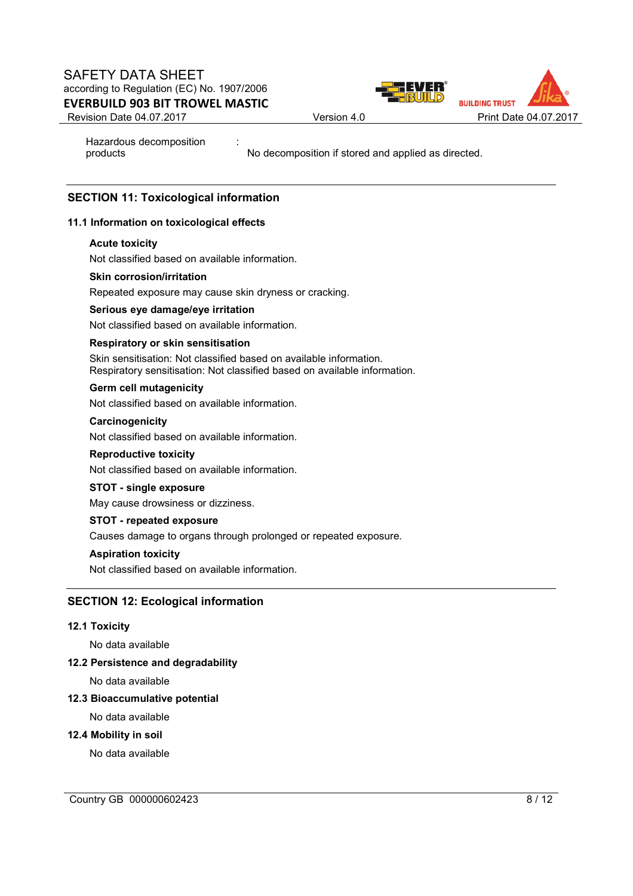| | | |
|---|---|---|
| Hazardous decomposition products | : | No decomposition if stored and applied as directed. |

## SECTION 11: Toxicological information

### 11.1 Information on toxicological effects

**Acute toxicity**

Not classified based on available information.

**Skin corrosion/irritation**

Repeated exposure may cause skin dryness or cracking.

**Serious eye damage/eye irritation**

Not classified based on available information.

**Respiratory or skin sensitisation**

Skin sensitisation: Not classified based on available information.
Respiratory sensitisation: Not classified based on available information.

**Germ cell mutagenicity**

Not classified based on available information.

**Carcinogenicity**

Not classified based on available information.

**Reproductive toxicity**

Not classified based on available information.

**STOT - single exposure**

May cause drowsiness or dizziness.

**STOT - repeated exposure**

Causes damage to organs through prolonged or repeated exposure.

**Aspiration toxicity**

Not classified based on available information.

## SECTION 12: Ecological information

### 12.1 Toxicity

No data available

### 12.2 Persistence and degradability

No data available

### 12.3 Bioaccumulative potential

No data available

### 12.4 Mobility in soil

No data available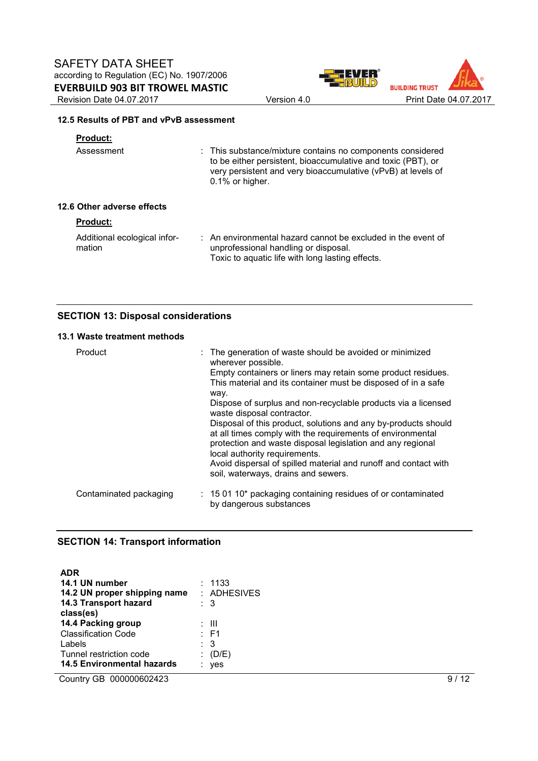### 12.5 Results of PBT and vPvB assessment

**Product:**

| | |
|---|---|
| Assessment | : This substance/mixture contains no components considered to be either persistent, bioaccumulative and toxic (PBT), or very persistent and very bioaccumulative (vPvB) at levels of 0.1% or higher. |

### 12.6 Other adverse effects

**Product:**

| | |
|---|---|
| Additional ecological information | : An environmental hazard cannot be excluded in the event of unprofessional handling or disposal.<br>Toxic to aquatic life with long lasting effects. |

## SECTION 13: Disposal considerations

### 13.1 Waste treatment methods

| | |
|---|---|
| Product | : The generation of waste should be avoided or minimized wherever possible.<br>Empty containers or liners may retain some product residues.<br>This material and its container must be disposed of in a safe way.<br>Dispose of surplus and non-recyclable products via a licensed waste disposal contractor.<br>Disposal of this product, solutions and any by-products should at all times comply with the requirements of environmental protection and waste disposal legislation and any regional local authority requirements.<br>Avoid dispersal of spilled material and runoff and contact with soil, waterways, drains and sewers. |
| Contaminated packaging | : 15 01 10* packaging containing residues of or contaminated by dangerous substances |

## SECTION 14: Transport information

**ADR**

| | |
|---|---|
| **14.1 UN number** | : 1133 |
| **14.2 UN proper shipping name** | : ADHESIVES |
| **14.3 Transport hazard class(es)** | : 3 |
| **14.4 Packing group** | : III |
| Classification Code | : F1 |
| Labels | : 3 |
| Tunnel restriction code | : (D/E) |
| **14.5 Environmental hazards** | : yes |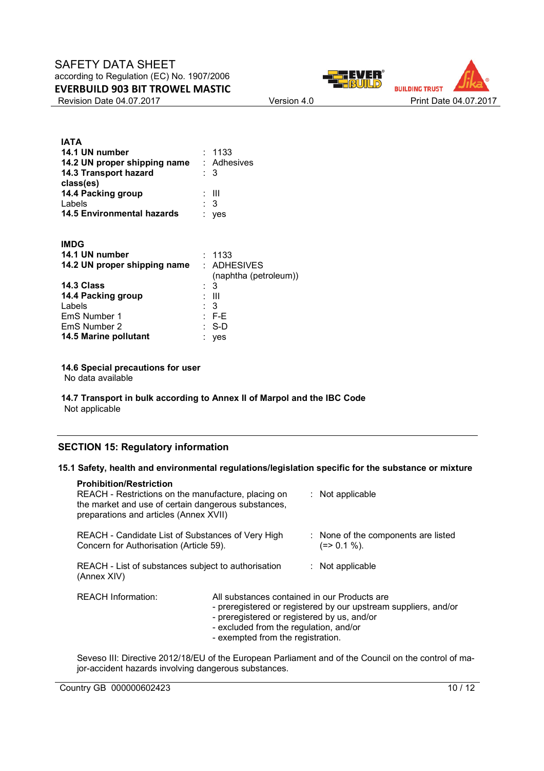**IATA**

| | | |
|---|---|---|
| **14.1 UN number** | : | 1133 |
| **14.2 UN proper shipping name** | : | Adhesives |
| **14.3 Transport hazard class(es)** | : | 3 |
| **14.4 Packing group** | : | III |
| Labels | : | 3 |
| **14.5 Environmental hazards** | : | yes |

**IMDG**

| | | |
|---|---|---|
| **14.1 UN number** | : | 1133 |
| **14.2 UN proper shipping name** | : | ADHESIVES (naphtha (petroleum)) |
| **14.3 Class** | : | 3 |
| **14.4 Packing group** | : | III |
| Labels | : | 3 |
| EmS Number 1 | : | F-E |
| EmS Number 2 | : | S-D |
| **14.5 Marine pollutant** | : | yes |

**14.6 Special precautions for user**

No data available

**14.7 Transport in bulk according to Annex II of Marpol and the IBC Code**

Not applicable

## SECTION 15: Regulatory information

### 15.1 Safety, health and environmental regulations/legislation specific for the substance or mixture

**Prohibition/Restriction**

| | | |
|---|---|---|
| REACH - Restrictions on the manufacture, placing on the market and use of certain dangerous substances, preparations and articles (Annex XVII) | : | Not applicable |
| REACH - Candidate List of Substances of Very High Concern for Authorisation (Article 59). | : | None of the components are listed (=> 0.1 %). |
| REACH - List of substances subject to authorisation (Annex XIV) | : | Not applicable |

REACH Information: All substances contained in our Products are
- preregistered or registered by our upstream suppliers, and/or
- preregistered or registered by us, and/or
- excluded from the regulation, and/or
- exempted from the registration.

Seveso III: Directive 2012/18/EU of the European Parliament and of the Council on the control of major-accident hazards involving dangerous substances.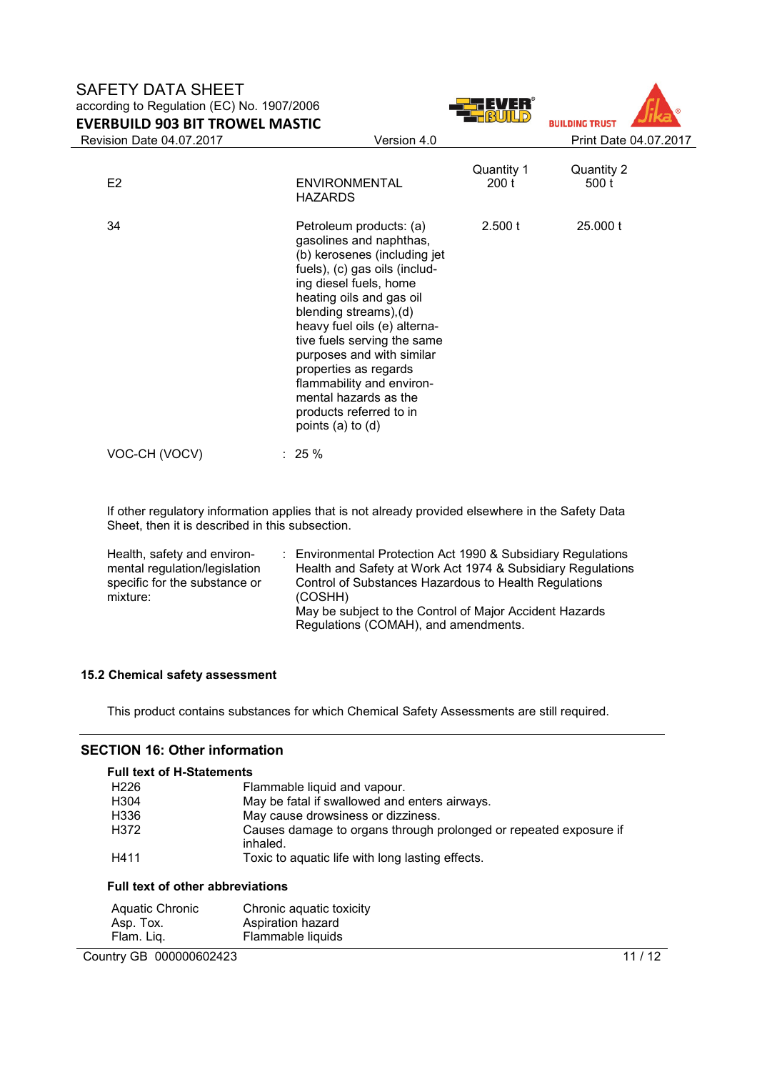| | | Quantity 1 | Quantity 2 |
|---|---|---|---|
| E2 | ENVIRONMENTAL HAZARDS | 200 t | 500 t |
| 34 | Petroleum products: (a) gasolines and naphthas, (b) kerosenes (including jet fuels), (c) gas oils (including diesel fuels, home heating oils and gas oil blending streams),(d) heavy fuel oils (e) alternative fuels serving the same purposes and with similar properties as regards flammability and environmental hazards as the products referred to in points (a) to (d) | 2.500 t | 25.000 t |

VOC-CH (VOCV) : 25 %

If other regulatory information applies that is not already provided elsewhere in the Safety Data Sheet, then it is described in this subsection.

Health, safety and environmental regulation/legislation specific for the substance or mixture: Environmental Protection Act 1990 & Subsidiary Regulations
Health and Safety at Work Act 1974 & Subsidiary Regulations
Control of Substances Hazardous to Health Regulations (COSHH)
May be subject to the Control of Major Accident Hazards Regulations (COMAH), and amendments.

**15.2 Chemical safety assessment**

This product contains substances for which Chemical Safety Assessments are still required.

## SECTION 16: Other information

**Full text of H-Statements**

| | |
|---|---|
| H226 | Flammable liquid and vapour. |
| H304 | May be fatal if swallowed and enters airways. |
| H336 | May cause drowsiness or dizziness. |
| H372 | Causes damage to organs through prolonged or repeated exposure if inhaled. |
| H411 | Toxic to aquatic life with long lasting effects. |

**Full text of other abbreviations**

| | |
|---|---|
| Aquatic Chronic | Chronic aquatic toxicity |
| Asp. Tox. | Aspiration hazard |
| Flam. Liq. | Flammable liquids |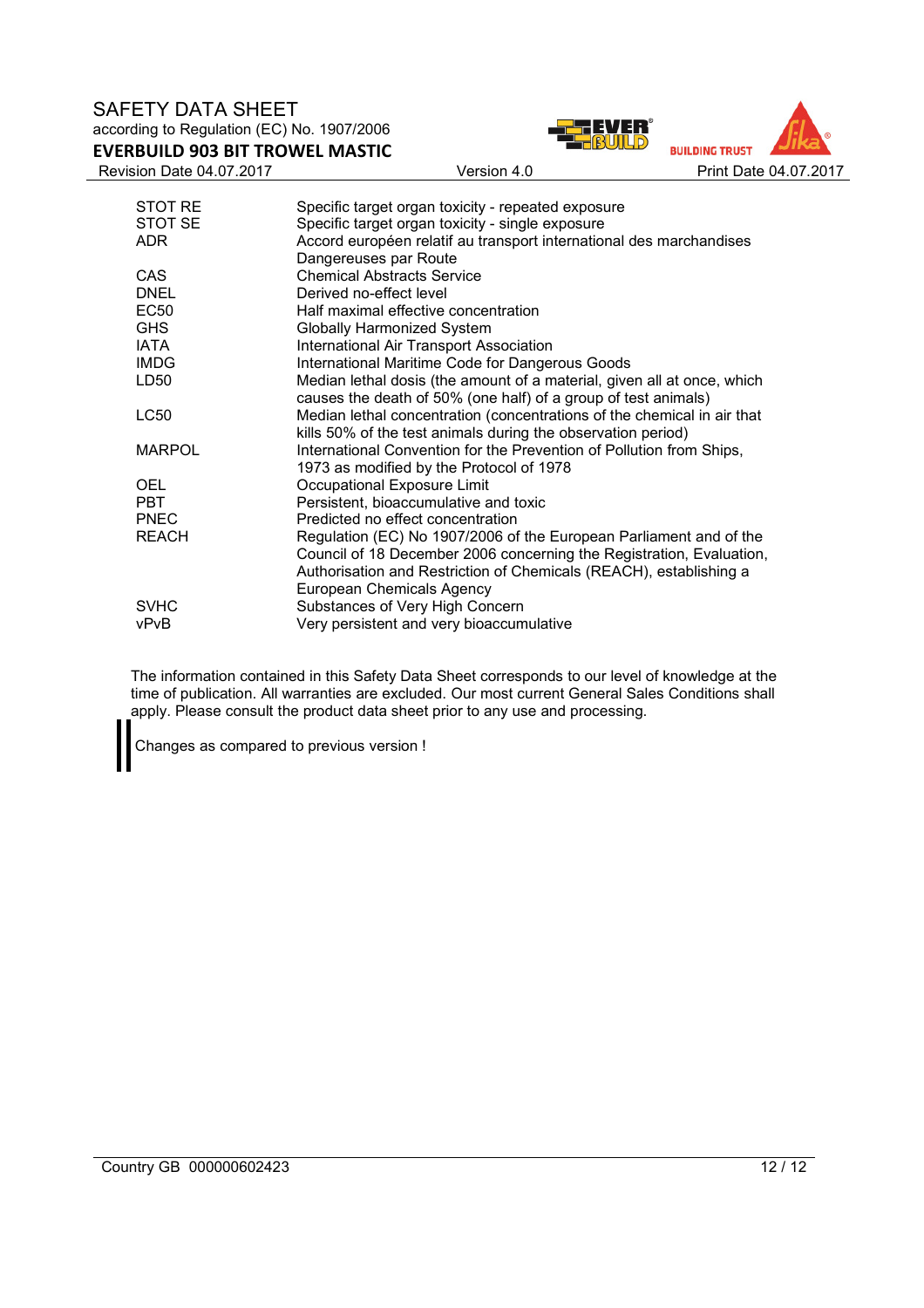| | |
|---|---|
| STOT RE | Specific target organ toxicity - repeated exposure |
| STOT SE | Specific target organ toxicity - single exposure |
| ADR | Accord européen relatif au transport international des marchandises Dangereuses par Route |
| CAS | Chemical Abstracts Service |
| DNEL | Derived no-effect level |
| EC50 | Half maximal effective concentration |
| GHS | Globally Harmonized System |
| IATA | International Air Transport Association |
| IMDG | International Maritime Code for Dangerous Goods |
| LD50 | Median lethal dosis (the amount of a material, given all at once, which causes the death of 50% (one half) of a group of test animals) |
| LC50 | Median lethal concentration (concentrations of the chemical in air that kills 50% of the test animals during the observation period) |
| MARPOL | International Convention for the Prevention of Pollution from Ships, 1973 as modified by the Protocol of 1978 |
| OEL | Occupational Exposure Limit |
| PBT | Persistent, bioaccumulative and toxic |
| PNEC | Predicted no effect concentration |
| REACH | Regulation (EC) No 1907/2006 of the European Parliament and of the Council of 18 December 2006 concerning the Registration, Evaluation, Authorisation and Restriction of Chemicals (REACH), establishing a European Chemicals Agency |
| SVHC | Substances of Very High Concern |
| vPvB | Very persistent and very bioaccumulative |

The information contained in this Safety Data Sheet corresponds to our level of knowledge at the time of publication. All warranties are excluded. Our most current General Sales Conditions shall apply. Please consult the product data sheet prior to any use and processing.

Changes as compared to previous version !